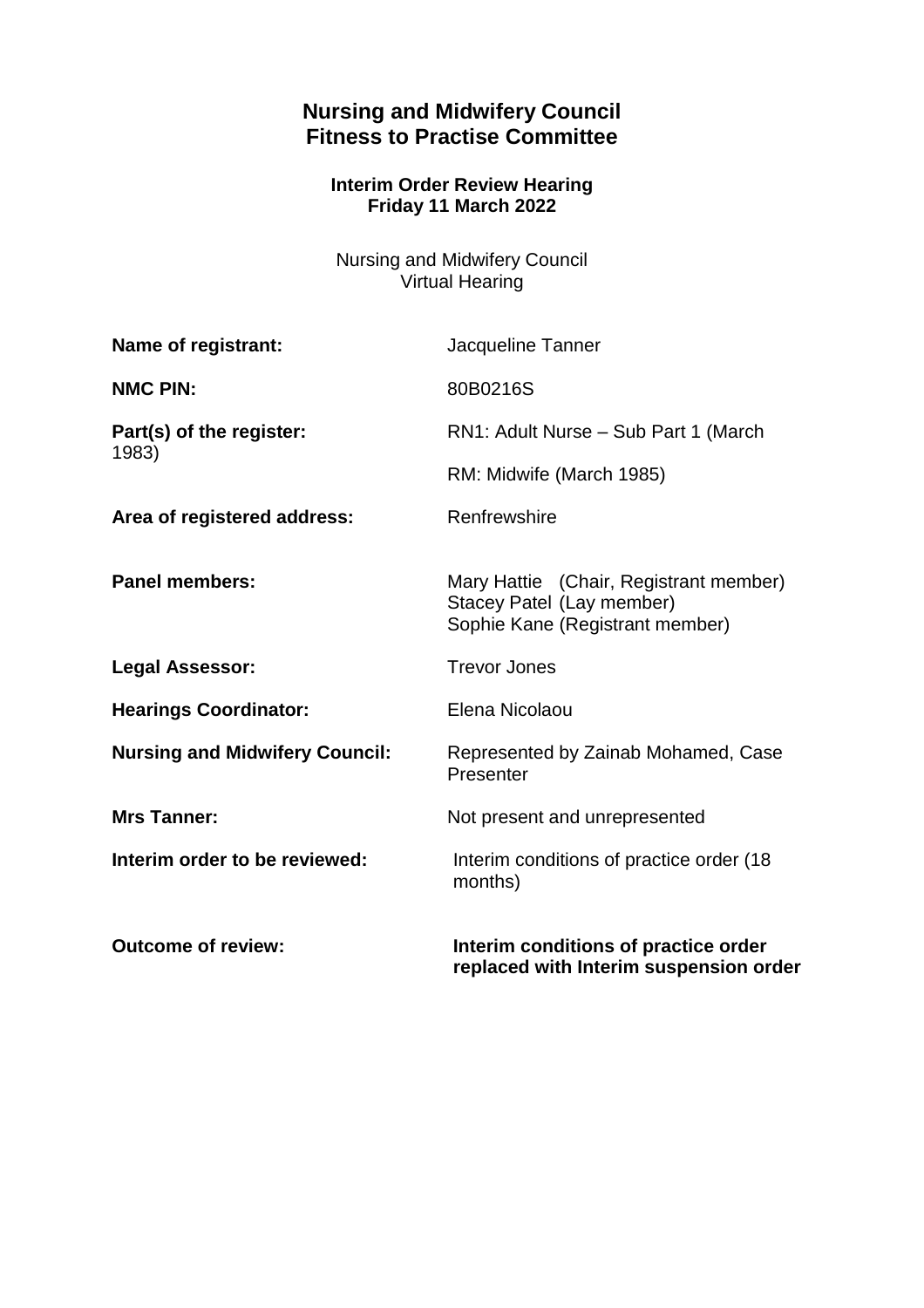# Nursing and Midwifery Council
# Fitness to Practise Committee

### Interim Order Review Hearing
### Friday 11 March 2022

Nursing and Midwifery Council
Virtual Hearing

| | |
|---|---|
| **Name of registrant:** | Jacqueline Tanner |
| **NMC PIN:** | 80B0216S |
| **Part(s) of the register:** | RN1: Adult Nurse – Sub Part 1 (March 1983)<br>RM: Midwife (March 1985) |
| **Area of registered address:** | Renfrewshire |
| **Panel members:** | Mary Hattie (Chair, Registrant member)<br>Stacey Patel (Lay member)<br>Sophie Kane (Registrant member) |
| **Legal Assessor:** | Trevor Jones |
| **Hearings Coordinator:** | Elena Nicolaou |
| **Nursing and Midwifery Council:** | Represented by Zainab Mohamed, Case Presenter |
| **Mrs Tanner:** | Not present and unrepresented |
| **Interim order to be reviewed:** | Interim conditions of practice order (18 months) |
| **Outcome of review:** | **Interim conditions of practice order replaced with Interim suspension order** |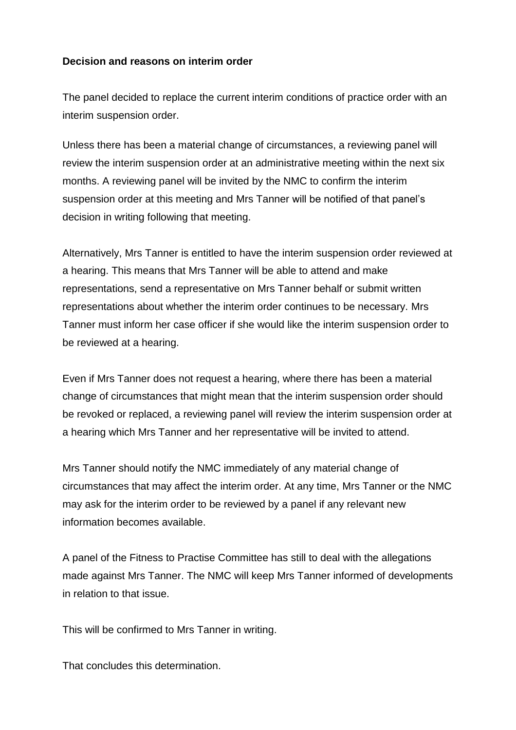**Decision and reasons on interim order**

The panel decided to replace the current interim conditions of practice order with an interim suspension order.

Unless there has been a material change of circumstances, a reviewing panel will review the interim suspension order at an administrative meeting within the next six months. A reviewing panel will be invited by the NMC to confirm the interim suspension order at this meeting and Mrs Tanner will be notified of that panel's decision in writing following that meeting.

Alternatively, Mrs Tanner is entitled to have the interim suspension order reviewed at a hearing. This means that Mrs Tanner will be able to attend and make representations, send a representative on Mrs Tanner behalf or submit written representations about whether the interim order continues to be necessary. Mrs Tanner must inform her case officer if she would like the interim suspension order to be reviewed at a hearing.

Even if Mrs Tanner does not request a hearing, where there has been a material change of circumstances that might mean that the interim suspension order should be revoked or replaced, a reviewing panel will review the interim suspension order at a hearing which Mrs Tanner and her representative will be invited to attend.

Mrs Tanner should notify the NMC immediately of any material change of circumstances that may affect the interim order. At any time, Mrs Tanner or the NMC may ask for the interim order to be reviewed by a panel if any relevant new information becomes available.

A panel of the Fitness to Practise Committee has still to deal with the allegations made against Mrs Tanner. The NMC will keep Mrs Tanner informed of developments in relation to that issue.

This will be confirmed to Mrs Tanner in writing.

That concludes this determination.